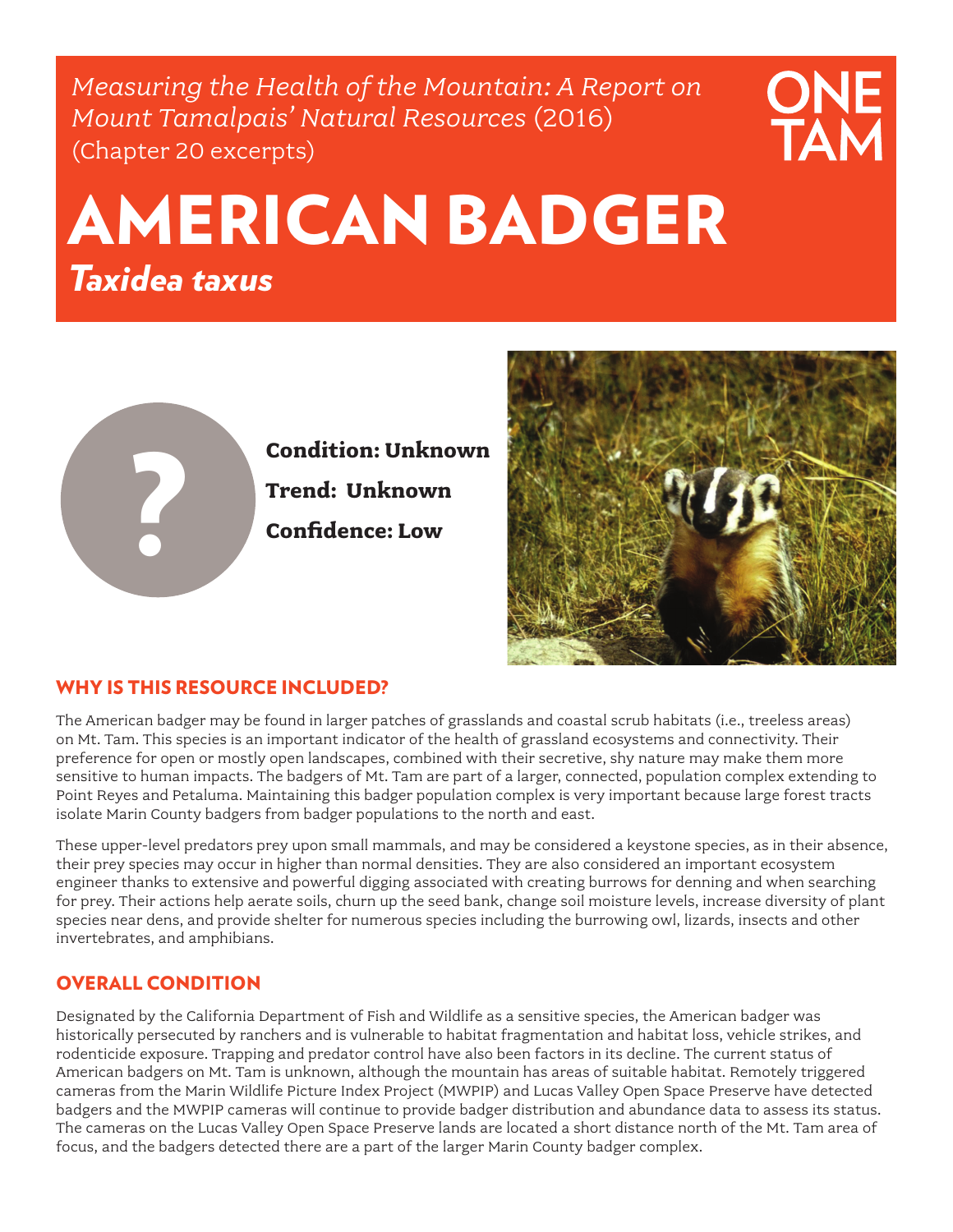*Measuring the Health of the Mountain: A Report on Mount Tamalpais' Natural Resources* (2016)
(Chapter 20 excerpts)

ONE TAM

# AMERICAN BADGER

## *Taxidea taxus*

**Condition: Unknown**

**Trend: Unknown**

**Confidence: Low**

## WHY IS THIS RESOURCE INCLUDED?

The American badger may be found in larger patches of grasslands and coastal scrub habitats (i.e., treeless areas) on Mt. Tam. This species is an important indicator of the health of grassland ecosystems and connectivity. Their preference for open or mostly open landscapes, combined with their secretive, shy nature may make them more sensitive to human impacts. The badgers of Mt. Tam are part of a larger, connected, population complex extending to Point Reyes and Petaluma. Maintaining this badger population complex is very important because large forest tracts isolate Marin County badgers from badger populations to the north and east.

These upper-level predators prey upon small mammals, and may be considered a keystone species, as in their absence, their prey species may occur in higher than normal densities. They are also considered an important ecosystem engineer thanks to extensive and powerful digging associated with creating burrows for denning and when searching for prey. Their actions help aerate soils, churn up the seed bank, change soil moisture levels, increase diversity of plant species near dens, and provide shelter for numerous species including the burrowing owl, lizards, insects and other invertebrates, and amphibians.

## OVERALL CONDITION

Designated by the California Department of Fish and Wildlife as a sensitive species, the American badger was historically persecuted by ranchers and is vulnerable to habitat fragmentation and habitat loss, vehicle strikes, and rodenticide exposure. Trapping and predator control have also been factors in its decline. The current status of American badgers on Mt. Tam is unknown, although the mountain has areas of suitable habitat. Remotely triggered cameras from the Marin Wildlife Picture Index Project (MWPIP) and Lucas Valley Open Space Preserve have detected badgers and the MWPIP cameras will continue to provide badger distribution and abundance data to assess its status. The cameras on the Lucas Valley Open Space Preserve lands are located a short distance north of the Mt. Tam area of focus, and the badgers detected there are a part of the larger Marin County badger complex.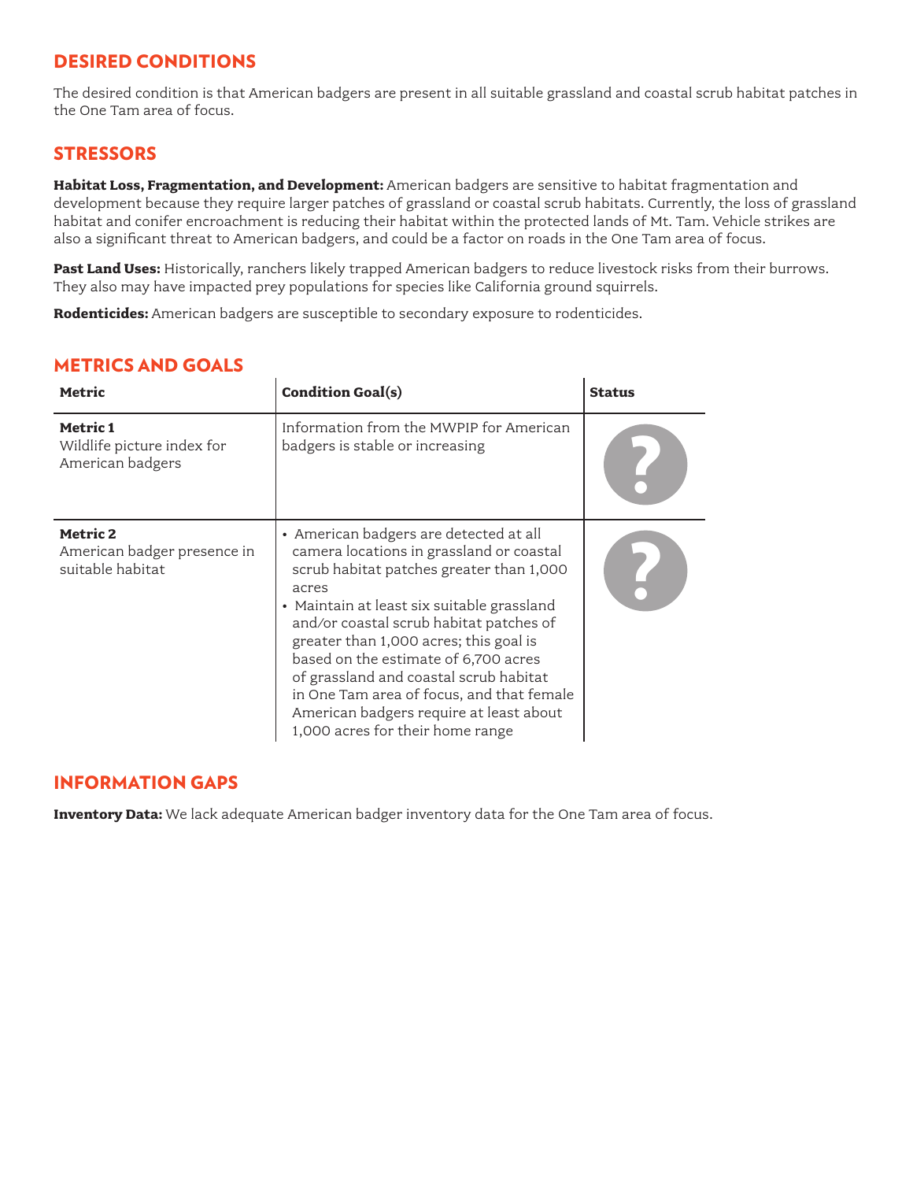## DESIRED CONDITIONS

The desired condition is that American badgers are present in all suitable grassland and coastal scrub habitat patches in the One Tam area of focus.

## STRESSORS

**Habitat Loss, Fragmentation, and Development:** American badgers are sensitive to habitat fragmentation and development because they require larger patches of grassland or coastal scrub habitats. Currently, the loss of grassland habitat and conifer encroachment is reducing their habitat within the protected lands of Mt. Tam. Vehicle strikes are also a significant threat to American badgers, and could be a factor on roads in the One Tam area of focus.

**Past Land Uses:** Historically, ranchers likely trapped American badgers to reduce livestock risks from their burrows. They also may have impacted prey populations for species like California ground squirrels.

**Rodenticides:** American badgers are susceptible to secondary exposure to rodenticides.

## METRICS AND GOALS

| Metric | Condition Goal(s) | Status |
|---|---|---|
| **Metric 1**<br>Wildlife picture index for American badgers | Information from the MWPIP for American badgers is stable or increasing | ? |
| **Metric 2**<br>American badger presence in suitable habitat | • American badgers are detected at all camera locations in grassland or coastal scrub habitat patches greater than 1,000 acres<br>• Maintain at least six suitable grassland and/or coastal scrub habitat patches of greater than 1,000 acres; this goal is based on the estimate of 6,700 acres of grassland and coastal scrub habitat in One Tam area of focus, and that female American badgers require at least about 1,000 acres for their home range | ? |

## INFORMATION GAPS

**Inventory Data:** We lack adequate American badger inventory data for the One Tam area of focus.